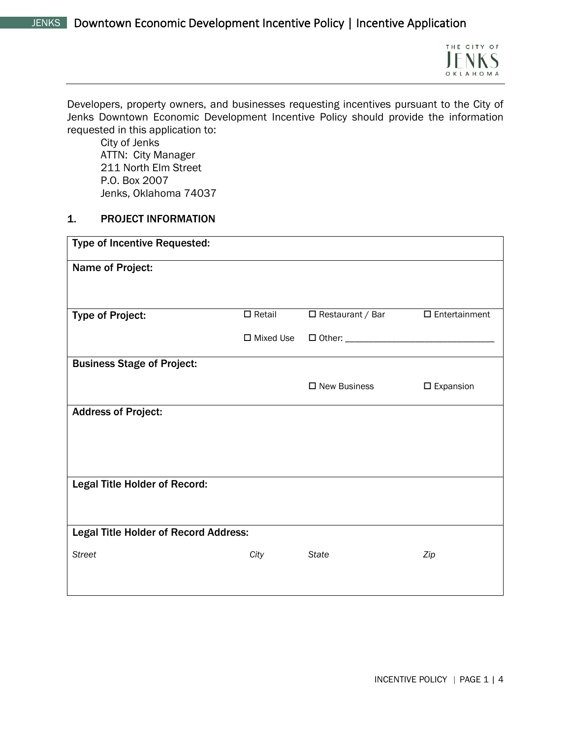Developers, property owners, and businesses requesting incentives pursuant to the City of Jenks Downtown Economic Development Incentive Policy should provide the information requested in this application to:

City of Jenks
ATTN: City Manager
211 North Elm Street
P.O. Box 2007
Jenks, Oklahoma 74037

## 1. PROJECT INFORMATION

| | | | |
|---|---|---|---|
| **Type of Incentive Requested:** | | | |
| **Name of Project:** | | | |
| **Type of Project:** | ☐ Retail | ☐ Restaurant / Bar | ☐ Entertainment |
| | ☐ Mixed Use | ☐ Other: ______________________________ | |
| **Business Stage of Project:** | | ☐ New Business | ☐ Expansion |
| **Address of Project:** | | | |
| **Legal Title Holder of Record:** | | | |
| **Legal Title Holder of Record Address:** | | | |
| *Street* | *City* | *State* | *Zip* |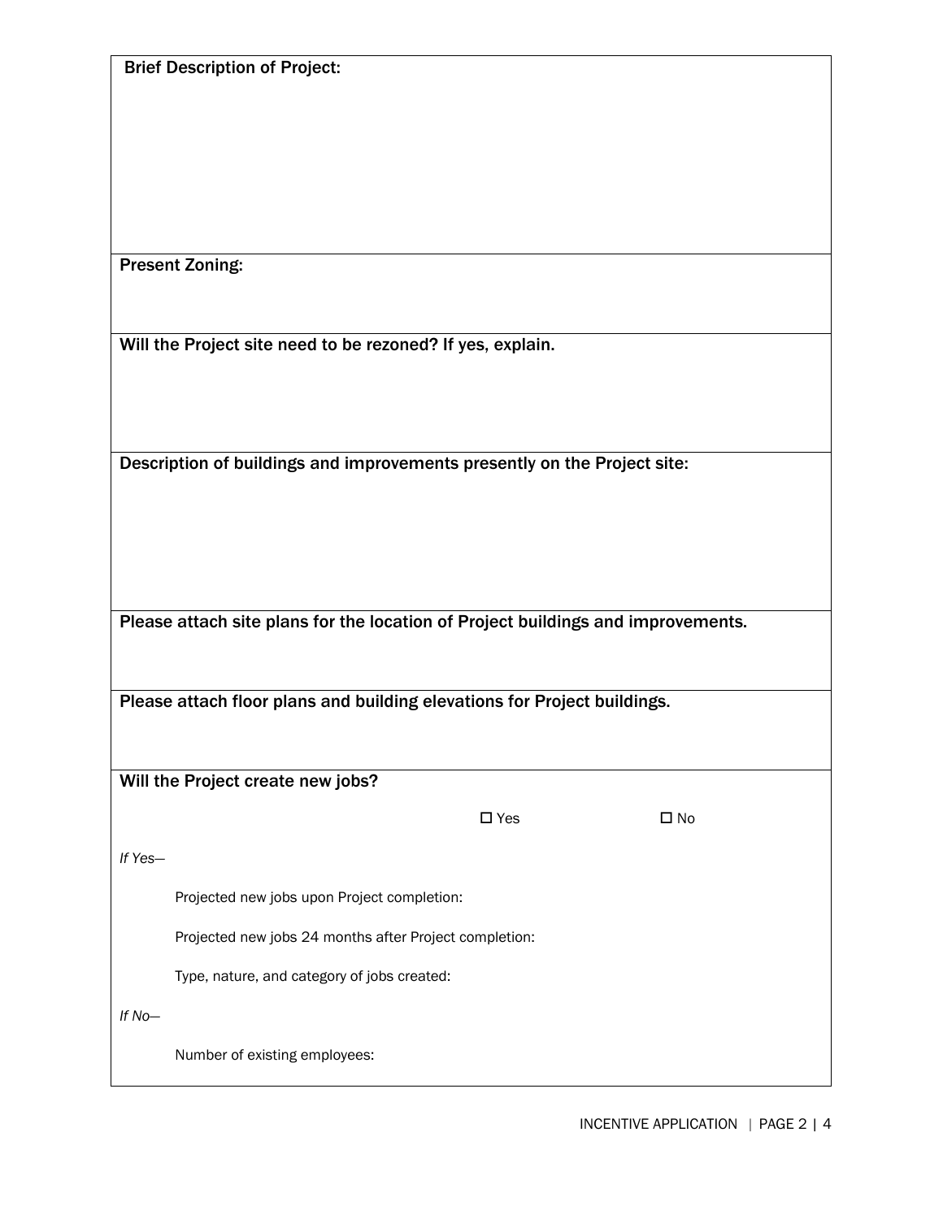**Brief Description of Project:**

**Present Zoning:**

**Will the Project site need to be rezoned? If yes, explain.**

**Description of buildings and improvements presently on the Project site:**

**Please attach site plans for the location of Project buildings and improvements.**

**Please attach floor plans and building elevations for Project buildings.**

**Will the Project create new jobs?**

☐ Yes ☐ No

*If Yes—*

Projected new jobs upon Project completion:

Projected new jobs 24 months after Project completion:

Type, nature, and category of jobs created:

*If No—*

Number of existing employees: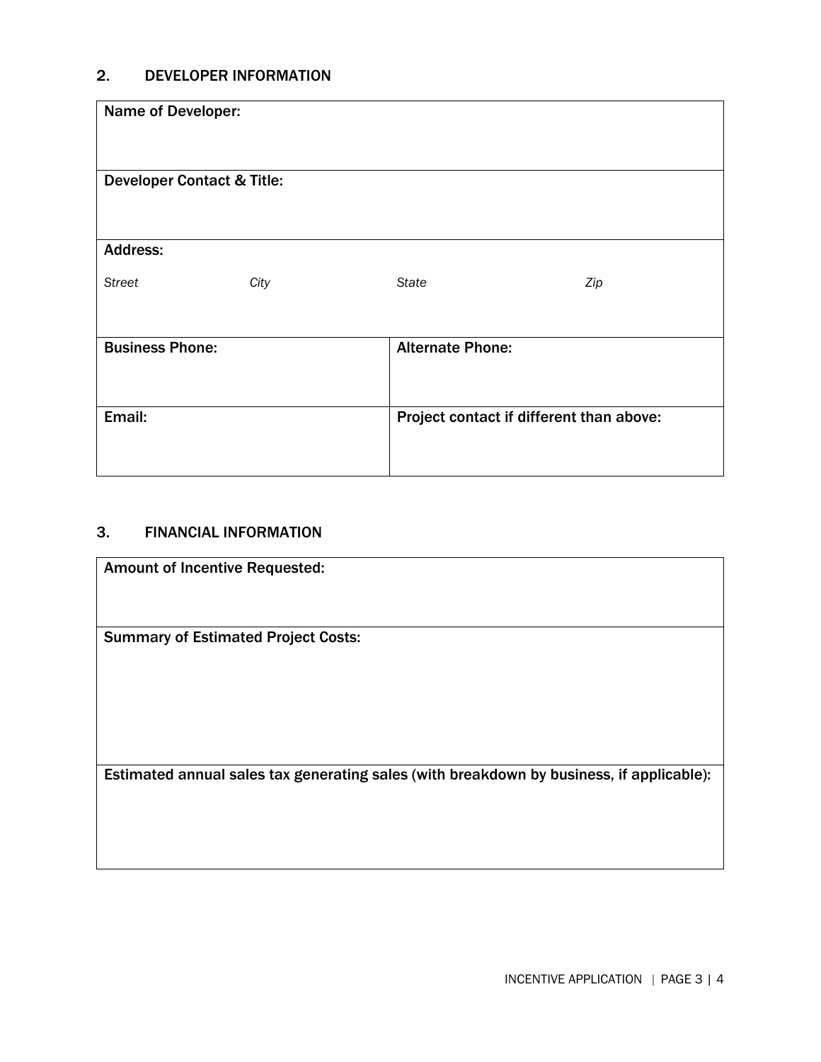## 2. DEVELOPER INFORMATION

| **Name of Developer:** | |
|---|---|
| **Developer Contact & Title:** | |
| **Address:**<br>*Street* *City* *State* *Zip* | |
| **Business Phone:** | **Alternate Phone:** |
| **Email:** | **Project contact if different than above:** |

## 3. FINANCIAL INFORMATION

| **Amount of Incentive Requested:** |
|---|
| **Summary of Estimated Project Costs:** |
| Estimated annual sales tax generating sales (with breakdown by business, if applicable): |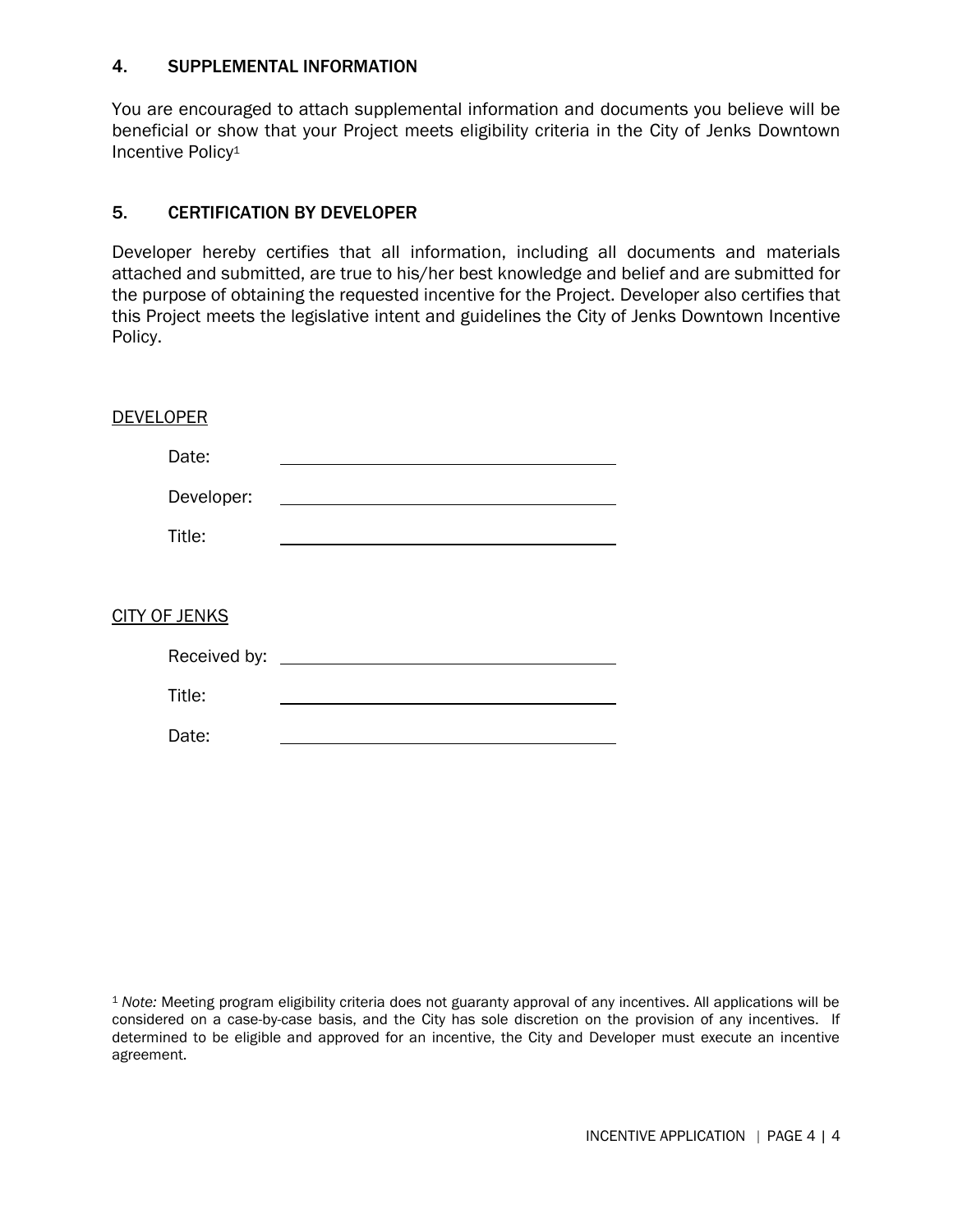## 4. SUPPLEMENTAL INFORMATION

You are encouraged to attach supplemental information and documents you believe will be beneficial or show that your Project meets eligibility criteria in the City of Jenks Downtown Incentive Policy[1]

## 5. CERTIFICATION BY DEVELOPER

Developer hereby certifies that all information, including all documents and materials attached and submitted, are true to his/her best knowledge and belief and are submitted for the purpose of obtaining the requested incentive for the Project. Developer also certifies that this Project meets the legislative intent and guidelines the City of Jenks Downtown Incentive Policy.

<u>DEVELOPER</u>

Date: ______________________________

Developer: ______________________________

Title: ______________________________

<u>CITY OF JENKS</u>

Received by: ______________________________

Title: ______________________________

Date: ______________________________

[1] *Note:* Meeting program eligibility criteria does not guaranty approval of any incentives. All applications will be considered on a case-by-case basis, and the City has sole discretion on the provision of any incentives. If determined to be eligible and approved for an incentive, the City and Developer must execute an incentive agreement.